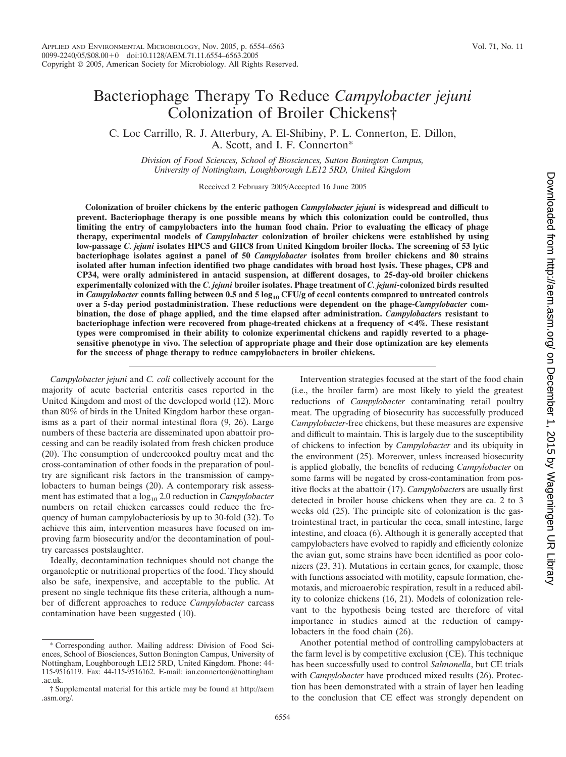# Bacteriophage Therapy To Reduce *Campylobacter jejuni* Colonization of Broiler Chickens†

C. Loc Carrillo, R. J. Atterbury, A. El-Shibiny, P. L. Connerton, E. Dillon, A. Scott, and I. F. Connerton*

*Division of Food Sciences, School of Biosciences, Sutton Bonington Campus, University of Nottingham, Loughborough LE12 5RD, United Kingdom*

Received 2 February 2005/Accepted 16 June 2005

**Colonization of broiler chickens by the enteric pathogen *Campylobacter jejuni* is widespread and difficult to prevent. Bacteriophage therapy is one possible means by which this colonization could be controlled, thus limiting the entry of campylobacters into the human food chain. Prior to evaluating the efficacy of phage therapy, experimental models of *Campylobacter* colonization of broiler chickens were established by using low-passage *C. jejuni* isolates HPC5 and GIIC8 from United Kingdom broiler flocks. The screening of 53 lytic bacteriophage isolates against a panel of 50 *Campylobacter* isolates from broiler chickens and 80 strains isolated after human infection identified two phage candidates with broad host lysis. These phages, CP8 and CP34, were orally administered in antacid suspension, at different dosages, to 25-day-old broiler chickens experimentally colonized with the *C. jejuni* broiler isolates. Phage treatment of *C. jejuni*-colonized birds resulted in *Campylobacter* counts falling between 0.5 and 5 $\log_{10}$ CFU/g of cecal contents compared to untreated controls over a 5-day period postadministration. These reductions were dependent on the phage-*Campylobacter* combination, the dose of phage applied, and the time elapsed after administration. *Campylobacters* resistant to bacteriophage infection were recovered from phage-treated chickens at a frequency of <4%. These resistant types were compromised in their ability to colonize experimental chickens and rapidly reverted to a phage-sensitive phenotype in vivo. The selection of appropriate phage and their dose optimization are key elements for the success of phage therapy to reduce campylobacters in broiler chickens.**

*Campylobacter jejuni* and *C. coli* collectively account for the majority of acute bacterial enteritis cases reported in the United Kingdom and most of the developed world (12). More than 80% of birds in the United Kingdom harbor these organisms as a part of their normal intestinal flora (9, 26). Large numbers of these bacteria are disseminated upon abattoir processing and can be readily isolated from fresh chicken produce (20). The consumption of undercooked poultry meat and the cross-contamination of other foods in the preparation of poultry are significant risk factors in the transmission of campylobacters to human beings (20). A contemporary risk assessment has estimated that a $\log_{10}$ 2.0 reduction in *Campylobacter* numbers on retail chicken carcasses could reduce the frequency of human campylobacteriosis by up to 30-fold (32). To achieve this aim, intervention measures have focused on improving farm biosecurity and/or the decontamination of poultry carcasses postslaughter.

Ideally, decontamination techniques should not change the organoleptic or nutritional properties of the food. They should also be safe, inexpensive, and acceptable to the public. At present no single technique fits these criteria, although a number of different approaches to reduce *Campylobacter* carcass contamination have been suggested (10).

Intervention strategies focused at the start of the food chain (i.e., the broiler farm) are most likely to yield the greatest reductions of *Campylobacter* contaminating retail poultry meat. The upgrading of biosecurity has successfully produced *Campylobacter*-free chickens, but these measures are expensive and difficult to maintain. This is largely due to the susceptibility of chickens to infection by *Campylobacter* and its ubiquity in the environment (25). Moreover, unless increased biosecurity is applied globally, the benefits of reducing *Campylobacter* on some farms will be negated by cross-contamination from positive flocks at the abattoir (17). *Campylobacter*s are usually first detected in broiler house chickens when they are ca. 2 to 3 weeks old (25). The principle site of colonization is the gastrointestinal tract, in particular the ceca, small intestine, large intestine, and cloaca (6). Although it is generally accepted that campylobacters have evolved to rapidly and efficiently colonize the avian gut, some strains have been identified as poor colonizers (23, 31). Mutations in certain genes, for example, those with functions associated with motility, capsule formation, chemotaxis, and microaerobic respiration, result in a reduced ability to colonize chickens (16, 21). Models of colonization relevant to the hypothesis being tested are therefore of vital importance in studies aimed at the reduction of campylobacters in the food chain (26).

Another potential method of controlling campylobacters at the farm level is by competitive exclusion (CE). This technique has been successfully used to control *Salmonella*, but CE trials with *Campylobacter* have produced mixed results (26). Protection has been demonstrated with a strain of layer hen leading to the conclusion that CE effect was strongly dependent on

---

\* Corresponding author. Mailing address: Division of Food Sciences, School of Biosciences, Sutton Bonington Campus, University of Nottingham, Loughborough LE12 5RD, United Kingdom. Phone: 44-115-9516119. Fax: 44-115-9516162. E-mail: ian.connerton@nottingham.ac.uk.

† Supplemental material for this article may be found at http://aem.asm.org/.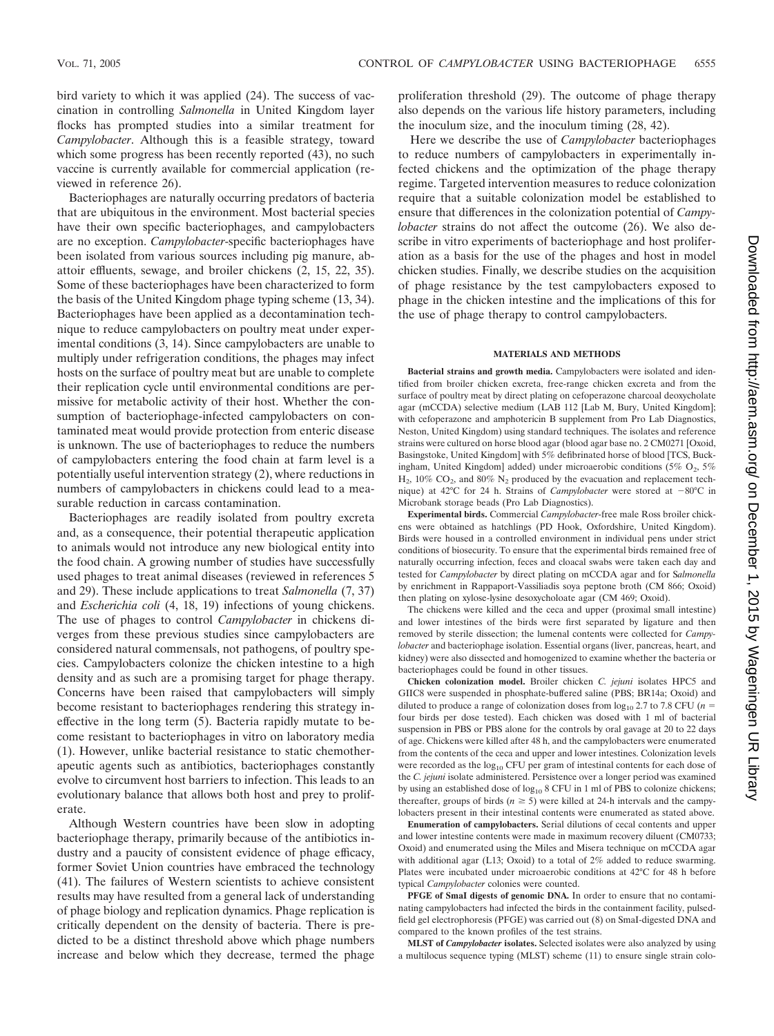bird variety to which it was applied (24). The success of vaccination in controlling *Salmonella* in United Kingdom layer flocks has prompted studies into a similar treatment for *Campylobacter*. Although this is a feasible strategy, toward which some progress has been recently reported (43), no such vaccine is currently available for commercial application (reviewed in reference 26).

Bacteriophages are naturally occurring predators of bacteria that are ubiquitous in the environment. Most bacterial species have their own specific bacteriophages, and campylobacters are no exception. *Campylobacter*-specific bacteriophages have been isolated from various sources including pig manure, abattoir effluents, sewage, and broiler chickens (2, 15, 22, 35). Some of these bacteriophages have been characterized to form the basis of the United Kingdom phage typing scheme (13, 34). Bacteriophages have been applied as a decontamination technique to reduce campylobacters on poultry meat under experimental conditions (3, 14). Since campylobacters are unable to multiply under refrigeration conditions, the phages may infect hosts on the surface of poultry meat but are unable to complete their replication cycle until environmental conditions are permissive for metabolic activity of their host. Whether the consumption of bacteriophage-infected campylobacters on contaminated meat would provide protection from enteric disease is unknown. The use of bacteriophages to reduce the numbers of campylobacters entering the food chain at farm level is a potentially useful intervention strategy (2), where reductions in numbers of campylobacters in chickens could lead to a measurable reduction in carcass contamination.

Bacteriophages are readily isolated from poultry excreta and, as a consequence, their potential therapeutic application to animals would not introduce any new biological entity into the food chain. A growing number of studies have successfully used phages to treat animal diseases (reviewed in references 5 and 29). These include applications to treat *Salmonella* (7, 37) and *Escherichia coli* (4, 18, 19) infections of young chickens. The use of phages to control *Campylobacter* in chickens diverges from these previous studies since campylobacters are considered natural commensals, not pathogens, of poultry species. Campylobacters colonize the chicken intestine to a high density and as such are a promising target for phage therapy. Concerns have been raised that campylobacters will simply become resistant to bacteriophages rendering this strategy ineffective in the long term (5). Bacteria rapidly mutate to become resistant to bacteriophages in vitro on laboratory media (1). However, unlike bacterial resistance to static chemotherapeutic agents such as antibiotics, bacteriophages constantly evolve to circumvent host barriers to infection. This leads to an evolutionary balance that allows both host and prey to proliferate.

Although Western countries have been slow in adopting bacteriophage therapy, primarily because of the antibiotics industry and a paucity of consistent evidence of phage efficacy, former Soviet Union countries have embraced the technology (41). The failures of Western scientists to achieve consistent results may have resulted from a general lack of understanding of phage biology and replication dynamics. Phage replication is critically dependent on the density of bacteria. There is predicted to be a distinct threshold above which phage numbers increase and below which they decrease, termed the phage proliferation threshold (29). The outcome of phage therapy also depends on the various life history parameters, including the inoculum size, and the inoculum timing (28, 42).

Here we describe the use of *Campylobacter* bacteriophages to reduce numbers of campylobacters in experimentally infected chickens and the optimization of the phage therapy regime. Targeted intervention measures to reduce colonization require that a suitable colonization model be established to ensure that differences in the colonization potential of *Campylobacter* strains do not affect the outcome (26). We also describe in vitro experiments of bacteriophage and host proliferation as a basis for the use of the phages and host in model chicken studies. Finally, we describe studies on the acquisition of phage resistance by the test campylobacters exposed to phage in the chicken intestine and the implications of this for the use of phage therapy to control campylobacters.

## MATERIALS AND METHODS

**Bacterial strains and growth media.** Campylobacters were isolated and identified from broiler chicken excreta, free-range chicken excreta and from the surface of poultry meat by direct plating on cefoperazone charcoal deoxycholate agar (mCCDA) selective medium (LAB 112 [Lab M, Bury, United Kingdom]; with cefoperazone and amphotericin B supplement from Pro Lab Diagnostics, Neston, United Kingdom) using standard techniques. The isolates and reference strains were cultured on horse blood agar (blood agar base no. 2 CM0271 [Oxoid, Basingstoke, United Kingdom] with 5% defibrinated horse of blood [TCS, Buckingham, United Kingdom] added) under microaerobic conditions (5% $O_2$, 5% $H_2$, 10% $CO_2$, and 80% $N_2$ produced by the evacuation and replacement technique) at 42°C for 24 h. Strains of *Campylobacter* were stored at −80°C in Microbank storage beads (Pro Lab Diagnostics).

**Experimental birds.** Commercial *Campylobacter*-free male Ross broiler chickens were obtained as hatchlings (PD Hook, Oxfordshire, United Kingdom). Birds were housed in a controlled environment in individual pens under strict conditions of biosecurity. To ensure that the experimental birds remained free of naturally occurring infection, feces and cloacal swabs were taken each day and tested for *Campylobacter* by direct plating on mCCDA agar and for *Salmonella* by enrichment in Rappaport-Vassiliadis soya peptone broth (CM 866; Oxoid) then plating on xylose-lysine desoxycholoate agar (CM 469; Oxoid).

The chickens were killed and the ceca and upper (proximal small intestine) and lower intestines of the birds were first separated by ligature and then removed by sterile dissection; the lumenal contents were collected for *Campylobacter* and bacteriophage isolation. Essential organs (liver, pancreas, heart, and kidney) were also dissected and homogenized to examine whether the bacteria or bacteriophages could be found in other tissues.

**Chicken colonization model.** Broiler chicken *C. jejuni* isolates HPC5 and GIIC8 were suspended in phosphate-buffered saline (PBS; BR14a; Oxoid) and diluted to produce a range of colonization doses from $\log_{10}$ 2.7 to 7.8 CFU ($n$ = four birds per dose tested). Each chicken was dosed with 1 ml of bacterial suspension in PBS or PBS alone for the controls by oral gavage at 20 to 22 days of age. Chickens were killed after 48 h, and the campylobacters were enumerated from the contents of the ceca and upper and lower intestines. Colonization levels were recorded as the $\log_{10}$ CFU per gram of intestinal contents for each dose of the *C. jejuni* isolate administered. Persistence over a longer period was examined by using an established dose of $\log_{10}$ 8 CFU in 1 ml of PBS to colonize chickens; thereafter, groups of birds ($n \geq 5$) were killed at 24-h intervals and the campylobacters present in their intestinal contents were enumerated as stated above.

**Enumeration of campylobacters.** Serial dilutions of cecal contents and upper and lower intestine contents were made in maximum recovery diluent (CM0733; Oxoid) and enumerated using the Miles and Misera technique on mCCDA agar with additional agar (L13; Oxoid) to a total of 2% added to reduce swarming. Plates were incubated under microaerobic conditions at 42°C for 48 h before typical *Campylobacter* colonies were counted.

**PFGE of SmaI digests of genomic DNA.** In order to ensure that no contaminating campylobacters had infected the birds in the containment facility, pulsed-field gel electrophoresis (PFGE) was carried out (8) on SmaI-digested DNA and compared to the known profiles of the test strains.

**MLST of *Campylobacter* isolates.** Selected isolates were also analyzed by using a multilocus sequence typing (MLST) scheme (11) to ensure single strain colo-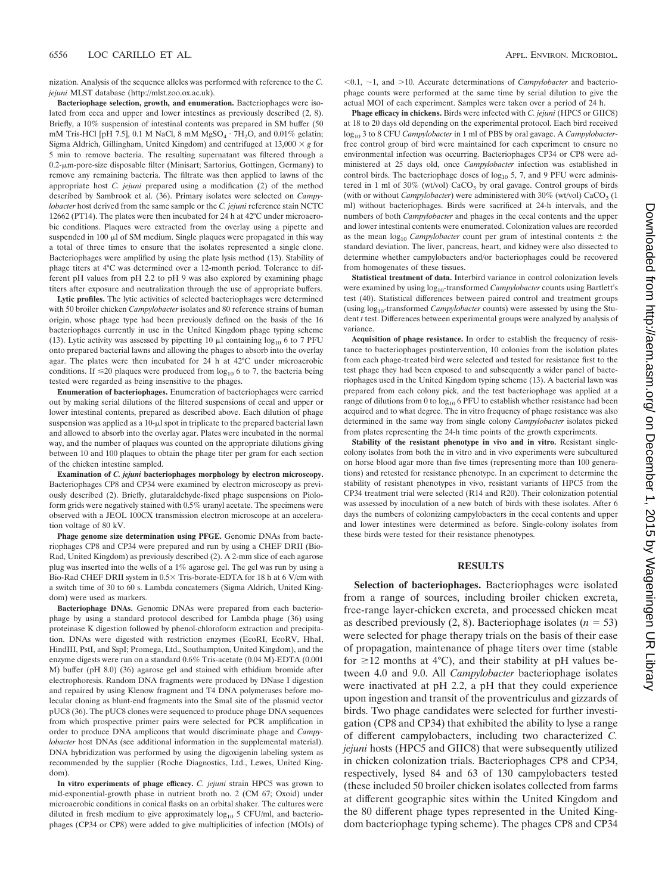nization. Analysis of the sequence alleles was performed with reference to the *C. jejuni* MLST database (http://mlst.zoo.ox.ac.uk).

**Bacteriophage selection, growth, and enumeration.** Bacteriophages were isolated from ceca and upper and lower intestines as previously described (2, 8). Briefly, a 10% suspension of intestinal contents was prepared in SM buffer (50 mM Tris-HCl [pH 7.5], 0.1 M NaCl, 8 mM $MgSO_4 \cdot 7H_2O$, and 0.01% gelatin; Sigma Aldrich, Gillingham, United Kingdom) and centrifuged at 13,000 × *g* for 5 min to remove bacteria. The resulting supernatant was filtered through a 0.2-μm-pore-size disposable filter (Minisart; Sartorius, Gottingen, Germany) to remove any remaining bacteria. The filtrate was then applied to lawns of the appropriate host *C. jejuni* prepared using a modification (2) of the method described by Sambrook et al. (36). Primary isolates were selected on *Campylobacter* host derived from the same sample or the *C. jejuni* reference stain NCTC 12662 (PT14). The plates were then incubated for 24 h at 42°C under microaerobic conditions. Plaques were extracted from the overlay using a pipette and suspended in 100 μl of SM medium. Single plaques were propagated in this way a total of three times to ensure that the isolates represented a single clone. Bacteriophages were amplified by using the plate lysis method (13). Stability of phage titers at 4°C was determined over a 12-month period. Tolerance to different pH values from pH 2.2 to pH 9 was also explored by examining phage titers after exposure and neutralization through the use of appropriate buffers.

**Lytic profiles.** The lytic activities of selected bacteriophages were determined with 50 broiler chicken *Campylobacter* isolates and 80 reference strains of human origin, whose phage type had been previously defined on the basis of the 16 bacteriophages currently in use in the United Kingdom phage typing scheme (13). Lytic activity was assessed by pipetting 10 μl containing $\log_{10}$ 6 to 7 PFU onto prepared bacterial lawns and allowing the phages to absorb into the overlay agar. The plates were then incubated for 24 h at 42°C under microaerobic conditions. If ≤20 plaques were produced from $\log_{10}$ 6 to 7, the bacteria being tested were regarded as being insensitive to the phages.

**Enumeration of bacteriophages.** Enumeration of bacteriophages were carried out by making serial dilutions of the filtered suspensions of cecal and upper or lower intestinal contents, prepared as described above. Each dilution of phage suspension was applied as a 10-μl spot in triplicate to the prepared bacterial lawn and allowed to absorb into the overlay agar. Plates were incubated in the normal way, and the number of plaques was counted on the appropriate dilutions giving between 10 and 100 plaques to obtain the phage titer per gram for each section of the chicken intestine sampled.

**Examination of *C. jejuni* bacteriophages morphology by electron microscopy.** Bacteriophages CP8 and CP34 were examined by electron microscopy as previously described (2). Briefly, glutaraldehyde-fixed phage suspensions on Pioloform grids were negatively stained with 0.5% uranyl acetate. The specimens were observed with a JEOL 100CX transmission electron microscope at an acceleration voltage of 80 kV.

**Phage genome size determination using PFGE.** Genomic DNAs from bacteriophages CP8 and CP34 were prepared and run by using a CHEF DRII (Bio-Rad, United Kingdom) as previously described (2). A 2-mm slice of each agarose plug was inserted into the wells of a 1% agarose gel. The gel was run by using a Bio-Rad CHEF DRII system in 0.5× Tris-borate-EDTA for 18 h at 6 V/cm with a switch time of 30 to 60 s. Lambda concatemers (Sigma Aldrich, United Kingdom) were used as markers.

**Bacteriophage DNAs.** Genomic DNAs were prepared from each bacteriophage by using a standard protocol described for Lambda phage (36) using proteinase K digestion followed by phenol-chloroform extraction and precipitation. DNAs were digested with restriction enzymes (EcoRI, EcoRV, HhaI, HindIII, PstI, and SspI; Promega, Ltd., Southampton, United Kingdom), and the enzyme digests were run on a standard 0.6% Tris-acetate (0.04 M)-EDTA (0.001 M) buffer (pH 8.0) (36) agarose gel and stained with ethidium bromide after electrophoresis. Random DNA fragments were produced by DNase I digestion and repaired by using Klenow fragment and T4 DNA polymerases before molecular cloning as blunt-end fragments into the SmaI site of the plasmid vector pUC8 (36). The pUC8 clones were sequenced to produce phage DNA sequences from which prospective primer pairs were selected for PCR amplification in order to produce DNA amplicons that would discriminate phage and *Campylobacter* host DNAs (see additional information in the supplemental material). DNA hybridization was performed by using the digoxigenin labeling system as recommended by the supplier (Roche Diagnostics, Ltd., Lewes, United Kingdom).

**In vitro experiments of phage efficacy.** *C. jejuni* strain HPC5 was grown to mid-exponential-growth phase in nutrient broth no. 2 (CM 67; Oxoid) under microaerobic conditions in conical flasks on an orbital shaker. The cultures were diluted in fresh medium to give approximately $\log_{10}$ 5 CFU/ml, and bacteriophages (CP34 or CP8) were added to give multiplicities of infection (MOIs) of <0.1, ~1, and >10. Accurate determinations of *Campylobacter* and bacteriophage counts were performed at the same time by serial dilution to give the actual MOI of each experiment. Samples were taken over a period of 24 h.

**Phage efficacy in chickens.** Birds were infected with *C. jejuni* (HPC5 or GIIC8) at 18 to 20 days old depending on the experimental protocol. Each bird received $\log_{10}$ 3 to 8 CFU *Campylobacter* in 1 ml of PBS by oral gavage. A *Campylobacter*-free control group of bird were maintained for each experiment to ensure no environmental infection was occurring. Bacteriophages CP34 or CP8 were administered at 25 days old, once *Campylobacter* infection was established in control birds. The bacteriophage doses of $\log_{10}$ 5, 7, and 9 PFU were administered in 1 ml of 30% (wt/vol) $CaCO_3$ by oral gavage. Control groups of birds (with or without *Campylobacter*) were administered with 30% (wt/vol) $CaCO_3$ (1 ml) without bacteriophages. Birds were sacrificed at 24-h intervals, and the numbers of both *Campylobacter* and phages in the cecal contents and the upper and lower intestinal contents were enumerated. Colonization values are recorded as the mean $\log_{10}$ *Campylobacter* count per gram of intestinal contents ± the standard deviation. The liver, pancreas, heart, and kidney were also dissected to determine whether campylobacters and/or bacteriophages could be recovered from homogenates of these tissues.

**Statistical treatment of data.** Interbird variance in control colonization levels were examined by using $\log_{10}$-transformed *Campylobacter* counts using Bartlett's test (40). Statistical differences between paired control and treatment groups (using $\log_{10}$-transformed *Campylobacter* counts) were assessed by using the Student *t* test. Differences between experimental groups were analyzed by analysis of variance.

**Acquisition of phage resistance.** In order to establish the frequency of resistance to bacteriophages postintervention, 10 colonies from the isolation plates from each phage-treated bird were selected and tested for resistance first to the test phage they had been exposed to and subsequently a wider panel of bacteriophages used in the United Kingdom typing scheme (13). A bacterial lawn was prepared from each colony pick, and the test bacteriophage was applied at a range of dilutions from 0 to $\log_{10}$ 6 PFU to establish whether resistance had been acquired and to what degree. The in vitro frequency of phage resistance was also determined in the same way from single colony *Campylobacter* isolates picked from plates representing the 24-h time points of the growth experiments.

**Stability of the resistant phenotype in vivo and in vitro.** Resistant single-colony isolates from both the in vitro and in vivo experiments were subcultured on horse blood agar more than five times (representing more than 100 generations) and retested for resistance phenotype. In an experiment to determine the stability of resistant phenotypes in vivo, resistant variants of HPC5 from the CP34 treatment trial were selected (R14 and R20). Their colonization potential was assessed by inoculation of a new batch of birds with these isolates. After 6 days the numbers of colonizing campylobacters in the cecal contents and upper and lower intestines were determined as before. Single-colony isolates from these birds were tested for their resistance phenotypes.

## RESULTS

**Selection of bacteriophages.** Bacteriophages were isolated from a range of sources, including broiler chicken excreta, free-range layer-chicken excreta, and processed chicken meat as described previously (2, 8). Bacteriophage isolates ($n = 53$) were selected for phage therapy trials on the basis of their ease of propagation, maintenance of phage titers over time (stable for ≥12 months at 4°C), and their stability at pH values between 4.0 and 9.0. All *Campylobacter* bacteriophage isolates were inactivated at pH 2.2, a pH that they could experience upon ingestion and transit of the proventriculus and gizzards of birds. Two phage candidates were selected for further investigation (CP8 and CP34) that exhibited the ability to lyse a range of different campylobacters, including two characterized *C. jejuni* hosts (HPC5 and GIIC8) that were subsequently utilized in chicken colonization trials. Bacteriophages CP8 and CP34, respectively, lysed 84 and 63 of 130 campylobacters tested (these included 50 broiler chicken isolates collected from farms at different geographic sites within the United Kingdom and the 80 different phage types represented in the United Kingdom bacteriophage typing scheme). The phages CP8 and CP34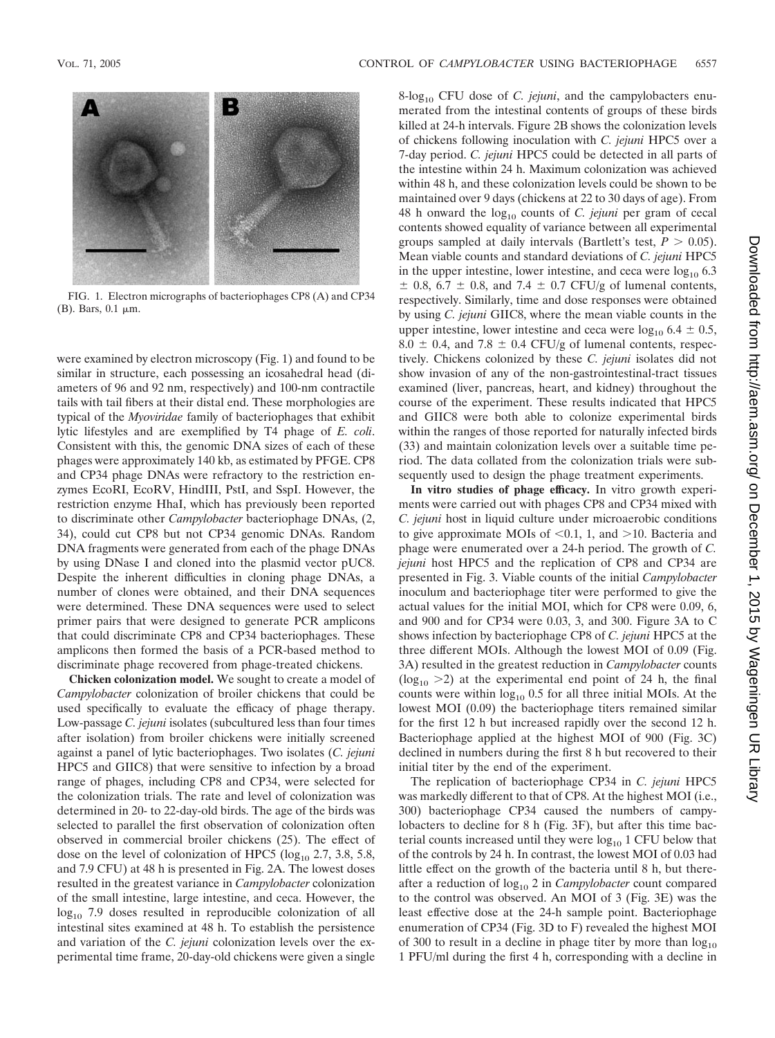FIG. 1. Electron micrographs of bacteriophages CP8 (A) and CP34 (B). Bars, 0.1 μm.

were examined by electron microscopy (Fig. 1) and found to be similar in structure, each possessing an icosahedral head (diameters of 96 and 92 nm, respectively) and 100-nm contractile tails with tail fibers at their distal end. These morphologies are typical of the *Myoviridae* family of bacteriophages that exhibit lytic lifestyles and are exemplified by T4 phage of *E. coli*. Consistent with this, the genomic DNA sizes of each of these phages were approximately 140 kb, as estimated by PFGE. CP8 and CP34 phage DNAs were refractory to the restriction enzymes EcoRI, EcoRV, HindIII, PstI, and SspI. However, the restriction enzyme HhaI, which has previously been reported to discriminate other *Campylobacter* bacteriophage DNAs, (2, 34), could cut CP8 but not CP34 genomic DNAs. Random DNA fragments were generated from each of the phage DNAs by using DNase I and cloned into the plasmid vector pUC8. Despite the inherent difficulties in cloning phage DNAs, a number of clones were obtained, and their DNA sequences were determined. These DNA sequences were used to select primer pairs that were designed to generate PCR amplicons that could discriminate CP8 and CP34 bacteriophages. These amplicons then formed the basis of a PCR-based method to discriminate phage recovered from phage-treated chickens.

**Chicken colonization model.** We sought to create a model of *Campylobacter* colonization of broiler chickens that could be used specifically to evaluate the efficacy of phage therapy. Low-passage *C. jejuni* isolates (subcultured less than four times after isolation) from broiler chickens were initially screened against a panel of lytic bacteriophages. Two isolates (*C. jejuni* HPC5 and GIIC8) that were sensitive to infection by a broad range of phages, including CP8 and CP34, were selected for the colonization trials. The rate and level of colonization was determined in 20- to 22-day-old birds. The age of the birds was selected to parallel the first observation of colonization often observed in commercial broiler chickens (25). The effect of dose on the level of colonization of HPC5 ($\log_{10}$ 2.7, 3.8, 5.8, and 7.9 CFU) at 48 h is presented in Fig. 2A. The lowest doses resulted in the greatest variance in *Campylobacter* colonization of the small intestine, large intestine, and ceca. However, the $\log_{10}$ 7.9 doses resulted in reproducible colonization of all intestinal sites examined at 48 h. To establish the persistence and variation of the *C. jejuni* colonization levels over the experimental time frame, 20-day-old chickens were given a single 8-$\log_{10}$ CFU dose of *C. jejuni*, and the campylobacters enumerated from the intestinal contents of groups of these birds killed at 24-h intervals. Figure 2B shows the colonization levels of chickens following inoculation with *C. jejuni* HPC5 over a 7-day period. *C. jejuni* HPC5 could be detected in all parts of the intestine within 24 h. Maximum colonization was achieved within 48 h, and these colonization levels could be shown to be maintained over 9 days (chickens at 22 to 30 days of age). From 48 h onward the $\log_{10}$ counts of *C. jejuni* per gram of cecal contents showed equality of variance between all experimental groups sampled at daily intervals (Bartlett's test, $P > 0.05$). Mean viable counts and standard deviations of *C. jejuni* HPC5 in the upper intestine, lower intestine, and ceca were $\log_{10}$ 6.3 $\pm$ 0.8, 6.7 $\pm$ 0.8, and 7.4 $\pm$ 0.7 CFU/g of lumenal contents, respectively. Similarly, time and dose responses were obtained by using *C. jejuni* GIIC8, where the mean viable counts in the upper intestine, lower intestine and ceca were $\log_{10}$ 6.4 $\pm$ 0.5, 8.0 $\pm$ 0.4, and 7.8 $\pm$ 0.4 CFU/g of lumenal contents, respectively. Chickens colonized by these *C. jejuni* isolates did not show invasion of any of the non-gastrointestinal-tract tissues examined (liver, pancreas, heart, and kidney) throughout the course of the experiment. These results indicated that HPC5 and GIIC8 were both able to colonize experimental birds within the ranges of those reported for naturally infected birds (33) and maintain colonization levels over a suitable time period. The data collated from the colonization trials were subsequently used to design the phage treatment experiments.

**In vitro studies of phage efficacy.** In vitro growth experiments were carried out with phages CP8 and CP34 mixed with *C. jejuni* host in liquid culture under microaerobic conditions to give approximate MOIs of <0.1, 1, and >10. Bacteria and phage were enumerated over a 24-h period. The growth of *C. jejuni* host HPC5 and the replication of CP8 and CP34 are presented in Fig. 3. Viable counts of the initial *Campylobacter* inoculum and bacteriophage titer were performed to give the actual values for the initial MOI, which for CP8 were 0.09, 6, and 900 and for CP34 were 0.03, 3, and 300. Figure 3A to C shows infection by bacteriophage CP8 of *C. jejuni* HPC5 at the three different MOIs. Although the lowest MOI of 0.09 (Fig. 3A) resulted in the greatest reduction in *Campylobacter* counts ($\log_{10}$ >2) at the experimental end point of 24 h, the final counts were within $\log_{10}$ 0.5 for all three initial MOIs. At the lowest MOI (0.09) the bacteriophage titers remained similar for the first 12 h but increased rapidly over the second 12 h. Bacteriophage applied at the highest MOI of 900 (Fig. 3C) declined in numbers during the first 8 h but recovered to their initial titer by the end of the experiment.

The replication of bacteriophage CP34 in *C. jejuni* HPC5 was markedly different to that of CP8. At the highest MOI (i.e., 300) bacteriophage CP34 caused the numbers of campylobacters to decline for 8 h (Fig. 3F), but after this time bacterial counts increased until they were $\log_{10}$ 1 CFU below that of the controls by 24 h. In contrast, the lowest MOI of 0.03 had little effect on the growth of the bacteria until 8 h, but thereafter a reduction of $\log_{10}$ 2 in *Campylobacter* count compared to the control was observed. An MOI of 3 (Fig. 3E) was the least effective dose at the 24-h sample point. Bacteriophage enumeration of CP34 (Fig. 3D to F) revealed the highest MOI of 300 to result in a decline in phage titer by more than $\log_{10}$ 1 PFU/ml during the first 4 h, corresponding with a decline in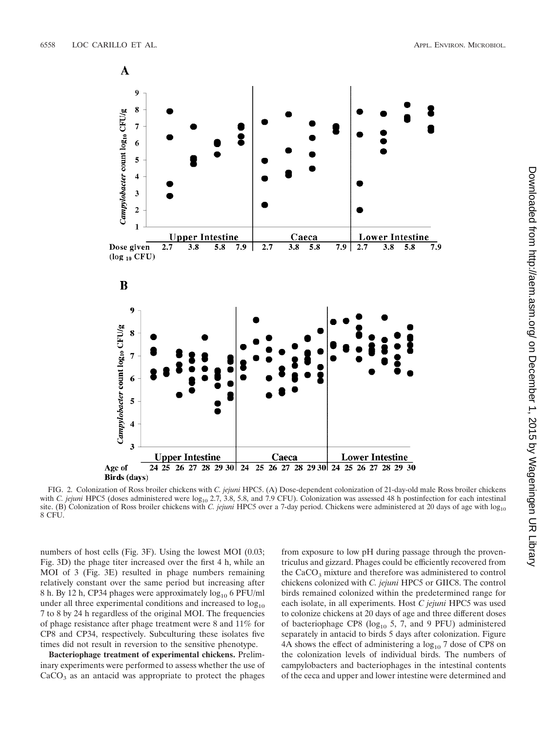FIG. 2. Colonization of Ross broiler chickens with *C. jejuni* HPC5. (A) Dose-dependent colonization of 21-day-old male Ross broiler chickens with *C. jejuni* HPC5 (doses administered were $\log_{10}$ 2.7, 3.8, 5.8, and 7.9 CFU). Colonization was assessed 48 h postinfection for each intestinal site. (B) Colonization of Ross broiler chickens with *C. jejuni* HPC5 over a 7-day period. Chickens were administered at 20 days of age with $\log_{10}$ 8 CFU.

numbers of host cells (Fig. 3F). Using the lowest MOI (0.03; Fig. 3D) the phage titer increased over the first 4 h, while an MOI of 3 (Fig. 3E) resulted in phage numbers remaining relatively constant over the same period but increasing after 8 h. By 12 h, CP34 phages were approximately $\log_{10}$ 6 PFU/ml under all three experimental conditions and increased to $\log_{10}$ 7 to 8 by 24 h regardless of the original MOI. The frequencies of phage resistance after phage treatment were 8 and 11% for CP8 and CP34, respectively. Subculturing these isolates five times did not result in reversion to the sensitive phenotype.

**Bacteriophage treatment of experimental chickens.** Preliminary experiments were performed to assess whether the use of $CaCO_3$ as an antacid was appropriate to protect the phages from exposure to low pH during passage through the proventriculus and gizzard. Phages could be efficiently recovered from the $CaCO_3$ mixture and therefore was administered to control chickens colonized with *C. jejuni* HPC5 or GIIC8. The control birds remained colonized within the predetermined range for each isolate, in all experiments. Host *C jejuni* HPC5 was used to colonize chickens at 20 days of age and three different doses of bacteriophage CP8 ($\log_{10}$ 5, 7, and 9 PFU) administered separately in antacid to birds 5 days after colonization. Figure 4A shows the effect of administering a $\log_{10}$ 7 dose of CP8 on the colonization levels of individual birds. The numbers of campylobacters and bacteriophages in the intestinal contents of the ceca and upper and lower intestine were determined and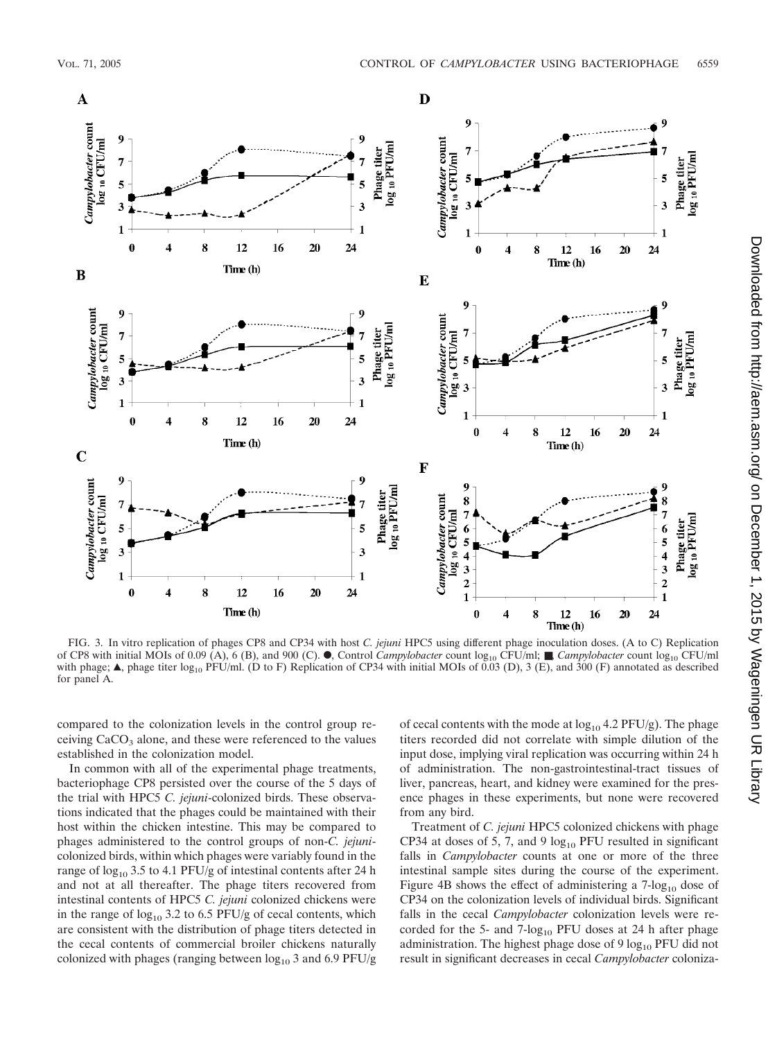FIG. 3. In vitro replication of phages CP8 and CP34 with host *C. jejuni* HPC5 using different phage inoculation doses. (A to C) Replication of CP8 with initial MOIs of 0.09 (A), 6 (B), and 900 (C). ●, Control *Campylobacter* count $\log_{10}$ CFU/ml; ■ *Campylobacter* count $\log_{10}$ CFU/ml with phage; ▲, phage titer $\log_{10}$ PFU/ml. (D to F) Replication of CP34 with initial MOIs of 0.03 (D), 3 (E), and 300 (F) annotated as described for panel A.

compared to the colonization levels in the control group receiving $CaCO_3$ alone, and these were referenced to the values established in the colonization model.

In common with all of the experimental phage treatments, bacteriophage CP8 persisted over the course of the 5 days of the trial with HPC5 *C. jejuni*-colonized birds. These observations indicated that the phages could be maintained with their host within the chicken intestine. This may be compared to phages administered to the control groups of non-*C. jejuni*-colonized birds, within which phages were variably found in the range of $\log_{10}$ 3.5 to 4.1 PFU/g of intestinal contents after 24 h and not at all thereafter. The phage titers recovered from intestinal contents of HPC5 *C. jejuni* colonized chickens were in the range of $\log_{10}$ 3.2 to 6.5 PFU/g of cecal contents, which are consistent with the distribution of phage titers detected in the cecal contents of commercial broiler chickens naturally colonized with phages (ranging between $\log_{10}$ 3 and 6.9 PFU/g of cecal contents with the mode at $\log_{10}$ 4.2 PFU/g). The phage titers recorded did not correlate with simple dilution of the input dose, implying viral replication was occurring within 24 h of administration. The non-gastrointestinal-tract tissues of liver, pancreas, heart, and kidney were examined for the presence phages in these experiments, but none were recovered from any bird.

Treatment of *C. jejuni* HPC5 colonized chickens with phage CP34 at doses of 5, 7, and 9 $\log_{10}$ PFU resulted in significant falls in *Campylobacter* counts at one or more of the three intestinal sample sites during the course of the experiment. Figure 4B shows the effect of administering a 7-$\log_{10}$ dose of CP34 on the colonization levels of individual birds. Significant falls in the cecal *Campylobacter* colonization levels were recorded for the 5- and 7-$\log_{10}$ PFU doses at 24 h after phage administration. The highest phage dose of 9 $\log_{10}$ PFU did not result in significant decreases in cecal *Campylobacter* coloniza-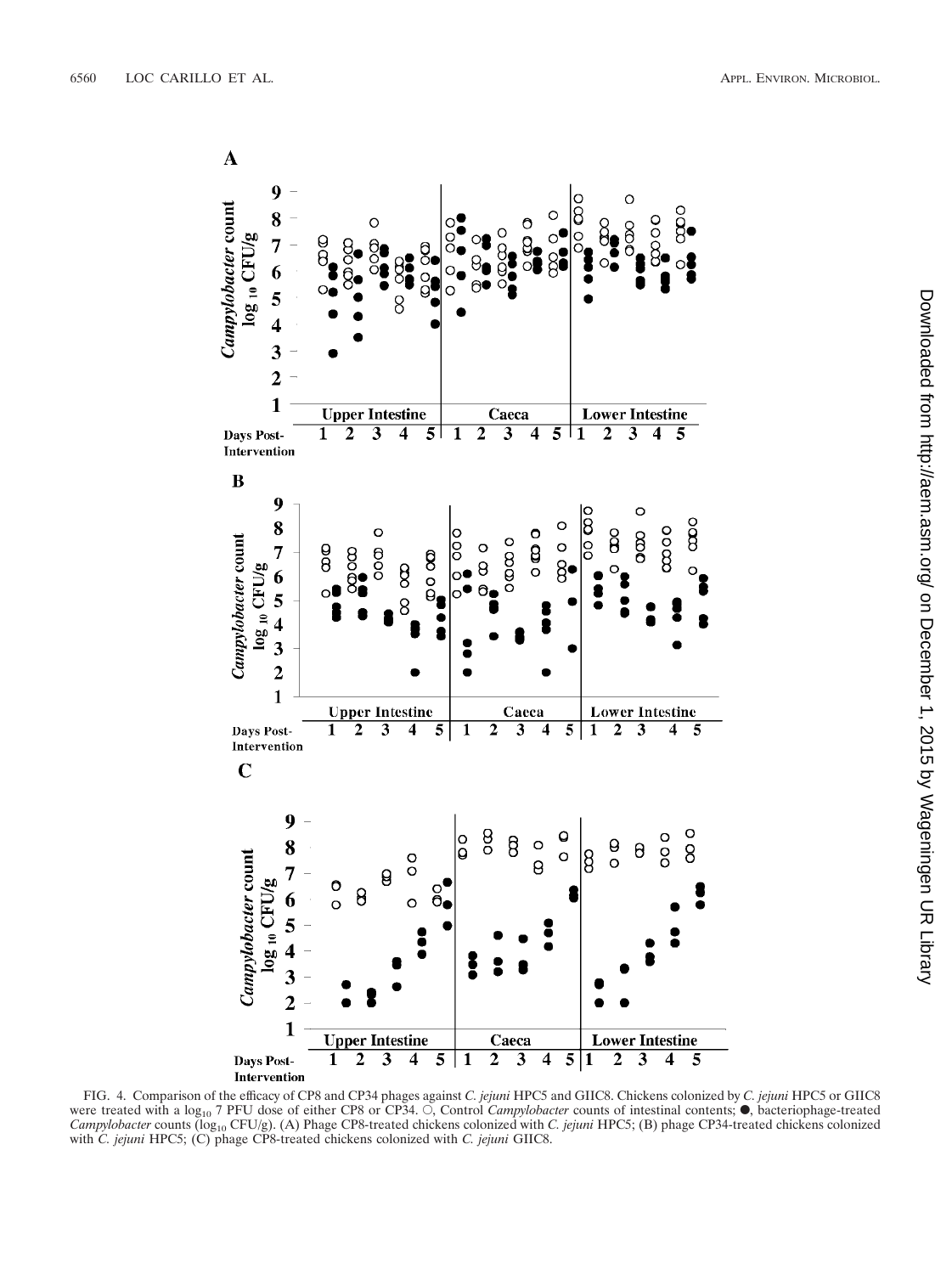FIG. 4. Comparison of the efficacy of CP8 and CP34 phages against *C. jejuni* HPC5 and GIIC8. Chickens colonized by *C. jejuni* HPC5 or GIIC8 were treated with a $\log_{10}$ 7 PFU dose of either CP8 or CP34. ○, Control *Campylobacter* counts of intestinal contents; ●, bacteriophage-treated *Campylobacter* counts ($\log_{10}$ CFU/g). (A) Phage CP8-treated chickens colonized with *C. jejuni* HPC5; (B) phage CP34-treated chickens colonized with *C. jejuni* HPC5; (C) phage CP8-treated chickens colonized with *C. jejuni* GIIC8.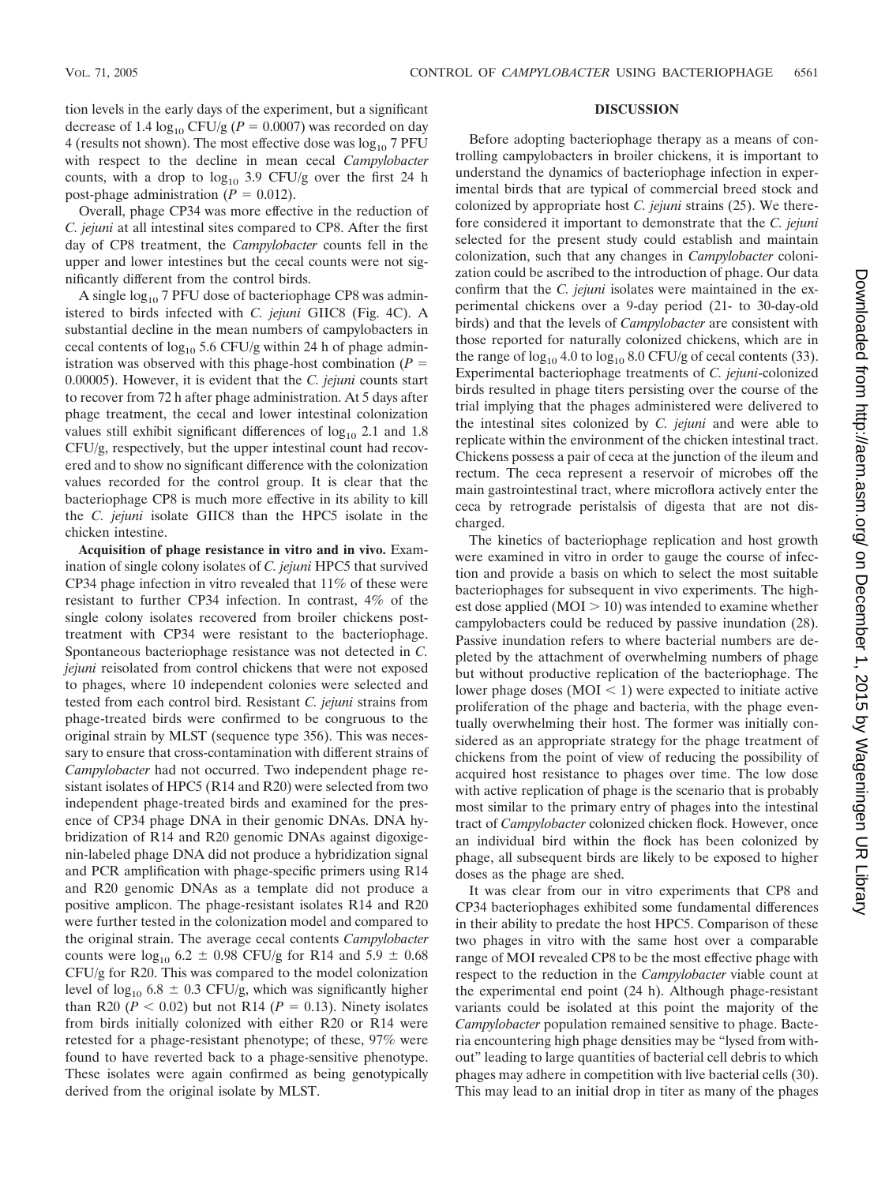tion levels in the early days of the experiment, but a significant decrease of 1.4 $\log_{10}$ CFU/g ($P = 0.0007$) was recorded on day 4 (results not shown). The most effective dose was $\log_{10}$ 7 PFU with respect to the decline in mean cecal *Campylobacter* counts, with a drop to $\log_{10}$ 3.9 CFU/g over the first 24 h post-phage administration ($P = 0.012$).

Overall, phage CP34 was more effective in the reduction of *C. jejuni* at all intestinal sites compared to CP8. After the first day of CP8 treatment, the *Campylobacter* counts fell in the upper and lower intestines but the cecal counts were not significantly different from the control birds.

A single $\log_{10}$ 7 PFU dose of bacteriophage CP8 was administered to birds infected with *C. jejuni* GIIC8 (Fig. 4C). A substantial decline in the mean numbers of campylobacters in cecal contents of $\log_{10}$ 5.6 CFU/g within 24 h of phage administration was observed with this phage-host combination ($P = 0.00005$). However, it is evident that the *C. jejuni* counts start to recover from 72 h after phage administration. At 5 days after phage treatment, the cecal and lower intestinal colonization values still exhibit significant differences of $\log_{10}$ 2.1 and 1.8 CFU/g, respectively, but the upper intestinal count had recovered and to show no significant difference with the colonization values recorded for the control group. It is clear that the bacteriophage CP8 is much more effective in its ability to kill the *C. jejuni* isolate GIIC8 than the HPC5 isolate in the chicken intestine.

**Acquisition of phage resistance in vitro and in vivo.** Examination of single colony isolates of *C. jejuni* HPC5 that survived CP34 phage infection in vitro revealed that 11% of these were resistant to further CP34 infection. In contrast, 4% of the single colony isolates recovered from broiler chickens post-treatment with CP34 were resistant to the bacteriophage. Spontaneous bacteriophage resistance was not detected in *C. jejuni* reisolated from control chickens that were not exposed to phages, where 10 independent colonies were selected and tested from each control bird. Resistant *C. jejuni* strains from phage-treated birds were confirmed to be congruous to the original strain by MLST (sequence type 356). This was necessary to ensure that cross-contamination with different strains of *Campylobacter* had not occurred. Two independent phage resistant isolates of HPC5 (R14 and R20) were selected from two independent phage-treated birds and examined for the presence of CP34 phage DNA in their genomic DNAs. DNA hybridization of R14 and R20 genomic DNAs against digoxigenin-labeled phage DNA did not produce a hybridization signal and PCR amplification with phage-specific primers using R14 and R20 genomic DNAs as a template did not produce a positive amplicon. The phage-resistant isolates R14 and R20 were further tested in the colonization model and compared to the original strain. The average cecal contents *Campylobacter* counts were $\log_{10}$ 6.2 $\pm$ 0.98 CFU/g for R14 and 5.9 $\pm$ 0.68 CFU/g for R20. This was compared to the model colonization level of $\log_{10}$ 6.8 $\pm$ 0.3 CFU/g, which was significantly higher than R20 ($P < 0.02$) but not R14 ($P = 0.13$). Ninety isolates from birds initially colonized with either R20 or R14 were retested for a phage-resistant phenotype; of these, 97% were found to have reverted back to a phage-sensitive phenotype. These isolates were again confirmed as being genotypically derived from the original isolate by MLST.

## DISCUSSION

Before adopting bacteriophage therapy as a means of controlling campylobacters in broiler chickens, it is important to understand the dynamics of bacteriophage infection in experimental birds that are typical of commercial breed stock and colonized by appropriate host *C. jejuni* strains (25). We therefore considered it important to demonstrate that the *C. jejuni* selected for the present study could establish and maintain colonization, such that any changes in *Campylobacter* colonization could be ascribed to the introduction of phage. Our data confirm that the *C. jejuni* isolates were maintained in the experimental chickens over a 9-day period (21- to 30-day-old birds) and that the levels of *Campylobacter* are consistent with those reported for naturally colonized chickens, which are in the range of $\log_{10}$ 4.0 to $\log_{10}$ 8.0 CFU/g of cecal contents (33). Experimental bacteriophage treatments of *C. jejuni*-colonized birds resulted in phage titers persisting over the course of the trial implying that the phages administered were delivered to the intestinal sites colonized by *C. jejuni* and were able to replicate within the environment of the chicken intestinal tract. Chickens possess a pair of ceca at the junction of the ileum and rectum. The ceca represent a reservoir of microbes off the main gastrointestinal tract, where microflora actively enter the ceca by retrograde peristalsis of digesta that are not discharged.

The kinetics of bacteriophage replication and host growth were examined in vitro in order to gauge the course of infection and provide a basis on which to select the most suitable bacteriophages for subsequent in vivo experiments. The highest dose applied (MOI $> 10$) was intended to examine whether campylobacters could be reduced by passive inundation (28). Passive inundation refers to where bacterial numbers are depleted by the attachment of overwhelming numbers of phage but without productive replication of the bacteriophage. The lower phage doses (MOI $< 1$) were expected to initiate active proliferation of the phage and bacteria, with the phage eventually overwhelming their host. The former was initially considered as an appropriate strategy for the phage treatment of chickens from the point of view of reducing the possibility of acquired host resistance to phages over time. The low dose with active replication of phage is the scenario that is probably most similar to the primary entry of phages into the intestinal tract of *Campylobacter* colonized chicken flock. However, once an individual bird within the flock has been colonized by phage, all subsequent birds are likely to be exposed to higher doses as the phage are shed.

It was clear from our in vitro experiments that CP8 and CP34 bacteriophages exhibited some fundamental differences in their ability to predate the host HPC5. Comparison of these two phages in vitro with the same host over a comparable range of MOI revealed CP8 to be the most effective phage with respect to the reduction in the *Campylobacter* viable count at the experimental end point (24 h). Although phage-resistant variants could be isolated at this point the majority of the *Campylobacter* population remained sensitive to phage. Bacteria encountering high phage densities may be "lysed from without" leading to large quantities of bacterial cell debris to which phages may adhere in competition with live bacterial cells (30). This may lead to an initial drop in titer as many of the phages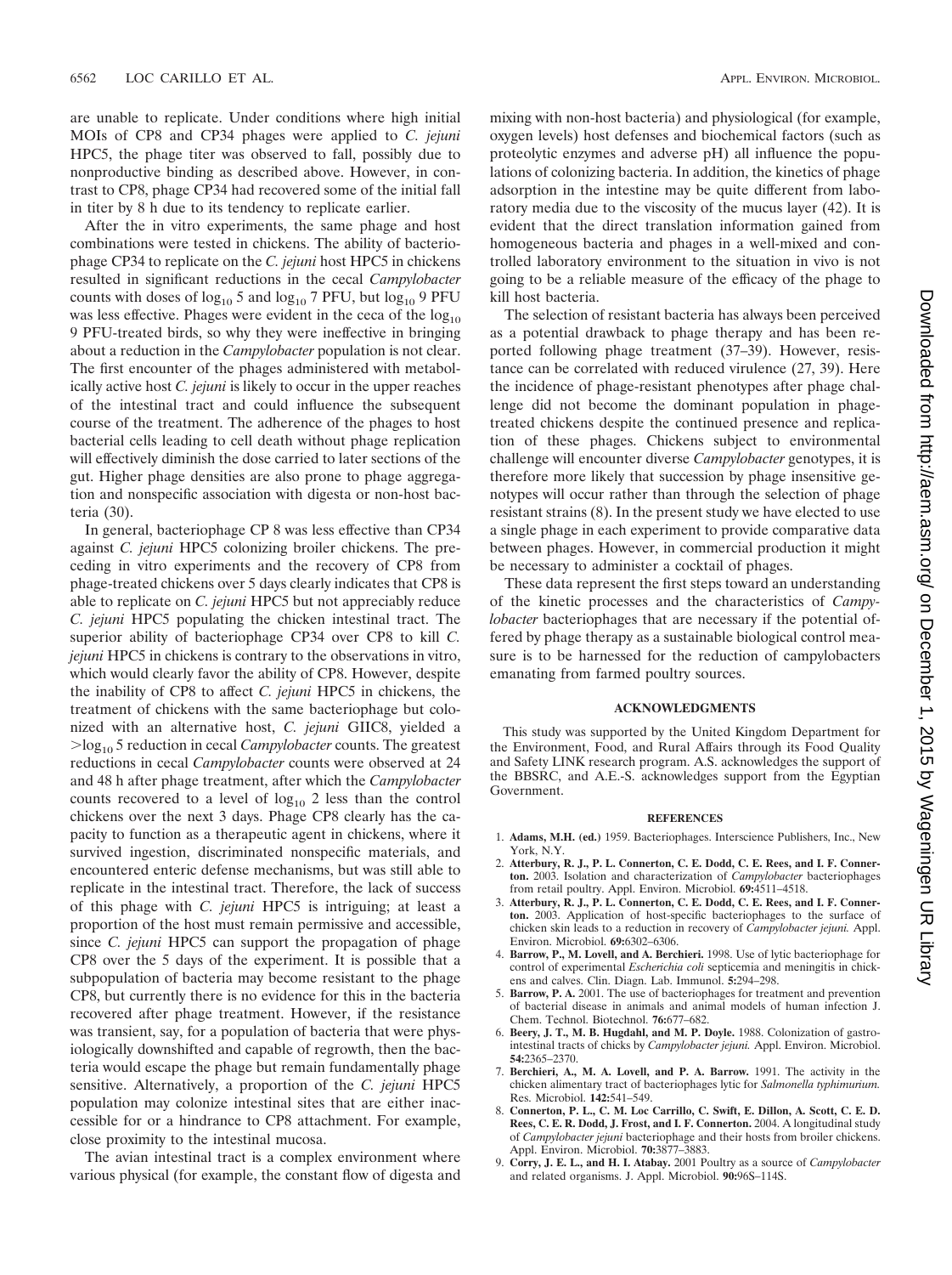are unable to replicate. Under conditions where high initial MOIs of CP8 and CP34 phages were applied to *C. jejuni* HPC5, the phage titer was observed to fall, possibly due to nonproductive binding as described above. However, in contrast to CP8, phage CP34 had recovered some of the initial fall in titer by 8 h due to its tendency to replicate earlier.

After the in vitro experiments, the same phage and host combinations were tested in chickens. The ability of bacteriophage CP34 to replicate on the *C. jejuni* host HPC5 in chickens resulted in significant reductions in the cecal *Campylobacter* counts with doses of $\log_{10}$ 5 and $\log_{10}$ 7 PFU, but $\log_{10}$ 9 PFU was less effective. Phages were evident in the ceca of the $\log_{10}$ 9 PFU-treated birds, so why they were ineffective in bringing about a reduction in the *Campylobacter* population is not clear. The first encounter of the phages administered with metabolically active host *C. jejuni* is likely to occur in the upper reaches of the intestinal tract and could influence the subsequent course of the treatment. The adherence of the phages to host bacterial cells leading to cell death without phage replication will effectively diminish the dose carried to later sections of the gut. Higher phage densities are also prone to phage aggregation and nonspecific association with digesta or non-host bacteria (30).

In general, bacteriophage CP 8 was less effective than CP34 against *C. jejuni* HPC5 colonizing broiler chickens. The preceding in vitro experiments and the recovery of CP8 from phage-treated chickens over 5 days clearly indicates that CP8 is able to replicate on *C. jejuni* HPC5 but not appreciably reduce *C. jejuni* HPC5 populating the chicken intestinal tract. The superior ability of bacteriophage CP34 over CP8 to kill *C. jejuni* HPC5 in chickens is contrary to the observations in vitro, which would clearly favor the ability of CP8. However, despite the inability of CP8 to affect *C. jejuni* HPC5 in chickens, the treatment of chickens with the same bacteriophage but colonized with an alternative host, *C. jejuni* GIIC8, yielded a $>\log_{10}$ 5 reduction in cecal *Campylobacter* counts. The greatest reductions in cecal *Campylobacter* counts were observed at 24 and 48 h after phage treatment, after which the *Campylobacter* counts recovered to a level of $\log_{10}$ 2 less than the control chickens over the next 3 days. Phage CP8 clearly has the capacity to function as a therapeutic agent in chickens, where it survived ingestion, discriminated nonspecific materials, and encountered enteric defense mechanisms, but was still able to replicate in the intestinal tract. Therefore, the lack of success of this phage with *C. jejuni* HPC5 is intriguing; at least a proportion of the host must remain permissive and accessible, since *C. jejuni* HPC5 can support the propagation of phage CP8 over the 5 days of the experiment. It is possible that a subpopulation of bacteria may become resistant to the phage CP8, but currently there is no evidence for this in the bacteria recovered after phage treatment. However, if the resistance was transient, say, for a population of bacteria that were physiologically downshifted and capable of regrowth, then the bacteria would escape the phage but remain fundamentally phage sensitive. Alternatively, a proportion of the *C. jejuni* HPC5 population may colonize intestinal sites that are either inaccessible for or a hindrance to CP8 attachment. For example, close proximity to the intestinal mucosa.

The avian intestinal tract is a complex environment where various physical (for example, the constant flow of digesta and mixing with non-host bacteria) and physiological (for example, oxygen levels) host defenses and biochemical factors (such as proteolytic enzymes and adverse pH) all influence the populations of colonizing bacteria. In addition, the kinetics of phage adsorption in the intestine may be quite different from laboratory media due to the viscosity of the mucus layer (42). It is evident that the direct translation information gained from homogeneous bacteria and phages in a well-mixed and controlled laboratory environment to the situation in vivo is not going to be a reliable measure of the efficacy of the phage to kill host bacteria.

The selection of resistant bacteria has always been perceived as a potential drawback to phage therapy and has been reported following phage treatment (37–39). However, resistance can be correlated with reduced virulence (27, 39). Here the incidence of phage-resistant phenotypes after phage challenge did not become the dominant population in phage-treated chickens despite the continued presence and replication of these phages. Chickens subject to environmental challenge will encounter diverse *Campylobacter* genotypes, it is therefore more likely that succession by phage insensitive genotypes will occur rather than through the selection of phage resistant strains (8). In the present study we have elected to use a single phage in each experiment to provide comparative data between phages. However, in commercial production it might be necessary to administer a cocktail of phages.

These data represent the first steps toward an understanding of the kinetic processes and the characteristics of *Campylobacter* bacteriophages that are necessary if the potential offered by phage therapy as a sustainable biological control measure is to be harnessed for the reduction of campylobacters emanating from farmed poultry sources.

## ACKNOWLEDGMENTS

This study was supported by the United Kingdom Department for the Environment, Food, and Rural Affairs through its Food Quality and Safety LINK research program. A.S. acknowledges the support of the BBSRC, and A.E.-S. acknowledges support from the Egyptian Government.

## REFERENCES

1. **Adams, M.H. (ed.)** 1959. Bacteriophages. Interscience Publishers, Inc., New York, N.Y.
2. **Atterbury, R. J., P. L. Connerton, C. E. Dodd, C. E. Rees, and I. F. Connerton.** 2003. Isolation and characterization of *Campylobacter* bacteriophages from retail poultry. Appl. Environ. Microbiol. **69:**4511–4518.
3. **Atterbury, R. J., P. L. Connerton, C. E. Dodd, C. E. Rees, and I. F. Connerton.** 2003. Application of host-specific bacteriophages to the surface of chicken skin leads to a reduction in recovery of *Campylobacter jejuni.* Appl. Environ. Microbiol. **69:**6302–6306.
4. **Barrow, P., M. Lovell, and A. Berchieri.** 1998. Use of lytic bacteriophage for control of experimental *Escherichia coli* septicemia and meningitis in chickens and calves. Clin. Diagn. Lab. Immunol. **5:**294–298.
5. **Barrow, P. A.** 2001. The use of bacteriophages for treatment and prevention of bacterial disease in animals and animal models of human infection J. Chem. Technol. Biotechnol. **76:**677–682.
6. **Beery, J. T., M. B. Hugdahl, and M. P. Doyle.** 1988. Colonization of gastrointestinal tracts of chicks by *Campylobacter jejuni.* Appl. Environ. Microbiol. **54:**2365–2370.
7. **Berchieri, A., M. A. Lovell, and P. A. Barrow.** 1991. The activity in the chicken alimentary tract of bacteriophages lytic for *Salmonella typhimurium.* Res. Microbiol. **142:**541–549.
8. **Connerton, P. L., C. M. Loc Carrillo, C. Swift, E. Dillon, A. Scott, C. E. D. Rees, C. E. R. Dodd, J. Frost, and I. F. Connerton.** 2004. A longitudinal study of *Campylobacter jejuni* bacteriophage and their hosts from broiler chickens. Appl. Environ. Microbiol. **70:**3877–3883.
9. **Corry, J. E. L., and H. I. Atabay.** 2001 Poultry as a source of *Campylobacter* and related organisms. J. Appl. Microbiol. **90:**96S–114S.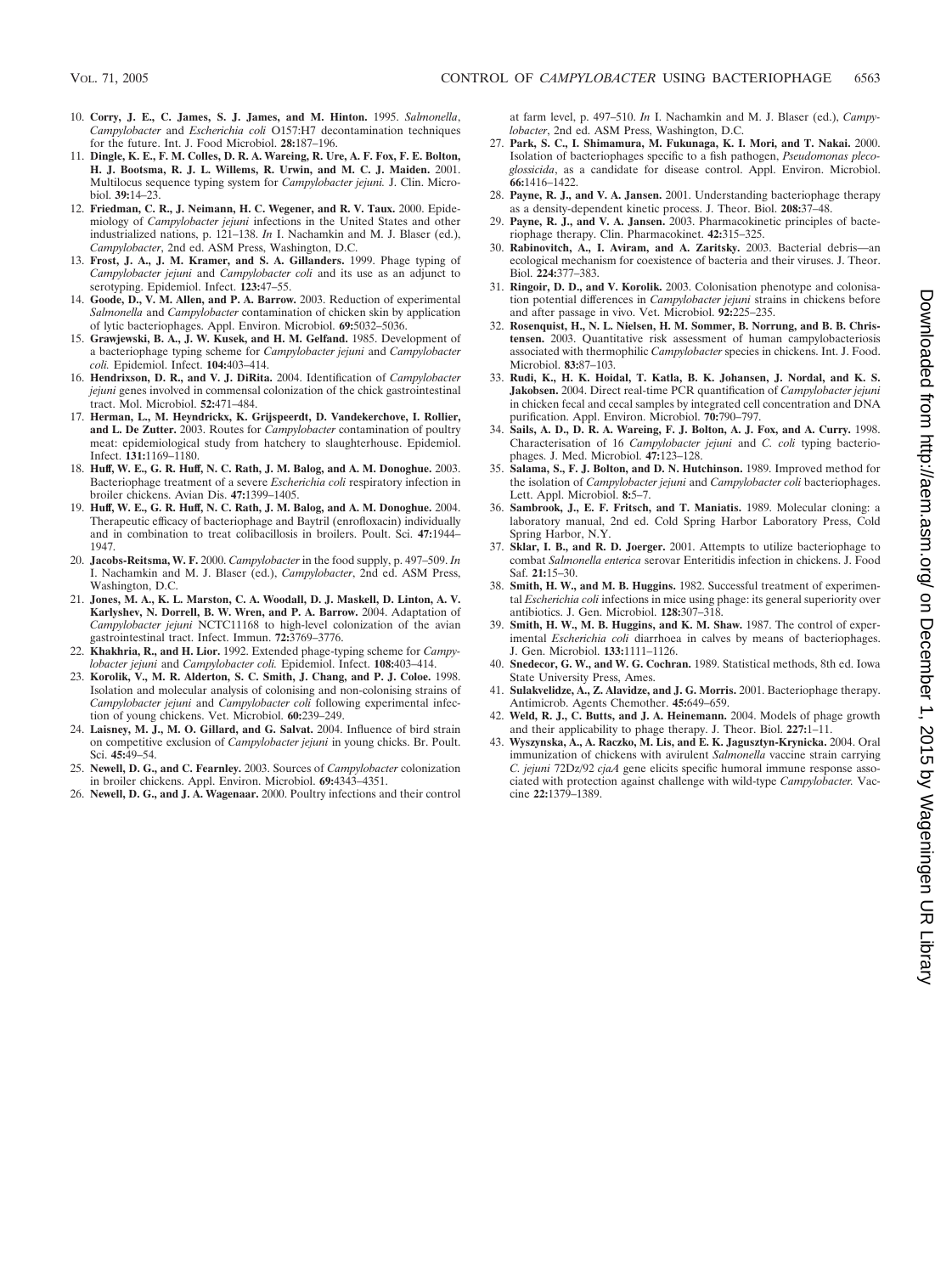10. **Corry, J. E., C. James, S. J. James, and M. Hinton.** 1995. *Salmonella*, *Campylobacter* and *Escherichia coli* O157:H7 decontamination techniques for the future. Int. J. Food Microbiol. **28:**187–196.
11. **Dingle, K. E., F. M. Colles, D. R. A. Wareing, R. Ure, A. F. Fox, F. E. Bolton, H. J. Bootsma, R. J. L. Willems, R. Urwin, and M. C. J. Maiden.** 2001. Multilocus sequence typing system for *Campylobacter jejuni.* J. Clin. Microbiol. **39:**14–23.
12. **Friedman, C. R., J. Neimann, H. C. Wegener, and R. V. Taux.** 2000. Epidemiology of *Campylobacter jejuni* infections in the United States and other industrialized nations, p. 121–138. *In* I. Nachamkin and M. J. Blaser (ed.), *Campylobacter*, 2nd ed. ASM Press, Washington, D.C.
13. **Frost, J. A., J. M. Kramer, and S. A. Gillanders.** 1999. Phage typing of *Campylobacter jejuni* and *Campylobacter coli* and its use as an adjunct to serotyping. Epidemiol. Infect. **123:**47–55.
14. **Goode, D., V. M. Allen, and P. A. Barrow.** 2003. Reduction of experimental *Salmonella* and *Campylobacter* contamination of chicken skin by application of lytic bacteriophages. Appl. Environ. Microbiol. **69:**5032–5036.
15. **Grawjewski, B. A., J. W. Kusek, and H. M. Gelfand.** 1985. Development of a bacteriophage typing scheme for *Campylobacter jejuni* and *Campylobacter coli.* Epidemiol. Infect. **104:**403–414.
16. **Hendrixson, D. R., and V. J. DiRita.** 2004. Identification of *Campylobacter jejuni* genes involved in commensal colonization of the chick gastrointestinal tract. Mol. Microbiol. **52:**471–484.
17. **Herman, L., M. Heyndrickx, K. Grijspeerdt, D. Vandekerchove, I. Rollier, and L. De Zutter.** 2003. Routes for *Campylobacter* contamination of poultry meat: epidemiological study from hatchery to slaughterhouse. Epidemiol. Infect. **131:**1169–1180.
18. **Huff, W. E., G. R. Huff, N. C. Rath, J. M. Balog, and A. M. Donoghue.** 2003. Bacteriophage treatment of a severe *Escherichia coli* respiratory infection in broiler chickens. Avian Dis. **47:**1399–1405.
19. **Huff, W. E., G. R. Huff, N. C. Rath, J. M. Balog, and A. M. Donoghue.** 2004. Therapeutic efficacy of bacteriophage and Baytril (enrofloxacin) individually and in combination to treat colibacillosis in broilers. Poult. Sci. **47:**1944–1947.
20. **Jacobs-Reitsma, W. F.** 2000. *Campylobacter* in the food supply, p. 497–509. *In* I. Nachamkin and M. J. Blaser (ed.), *Campylobacter*, 2nd ed. ASM Press, Washington, D.C.
21. **Jones, M. A., K. L. Marston, C. A. Woodall, D. J. Maskell, D. Linton, A. V. Karlyshev, N. Dorrell, B. W. Wren, and P. A. Barrow.** 2004. Adaptation of *Campylobacter jejuni* NCTC11168 to high-level colonization of the avian gastrointestinal tract. Infect. Immun. **72:**3769–3776.
22. **Khakhria, R., and H. Lior.** 1992. Extended phage-typing scheme for *Campylobacter jejuni* and *Campylobacter coli.* Epidemiol. Infect. **108:**403–414.
23. **Korolik, V., M. R. Alderton, S. C. Smith, J. Chang, and P. J. Coloe.** 1998. Isolation and molecular analysis of colonising and non-colonising strains of *Campylobacter jejuni* and *Campylobacter coli* following experimental infection of young chickens. Vet. Microbiol. **60:**239–249.
24. **Laisney, M. J., M. O. Gillard, and G. Salvat.** 2004. Influence of bird strain on competitive exclusion of *Campylobacter jejuni* in young chicks. Br. Poult. Sci. **45:**49–54.
25. **Newell, D. G., and C. Fearnley.** 2003. Sources of *Campylobacter* colonization in broiler chickens. Appl. Environ. Microbiol. **69:**4343–4351.
26. **Newell, D. G., and J. A. Wagenaar.** 2000. Poultry infections and their control at farm level, p. 497–510. *In* I. Nachamkin and M. J. Blaser (ed.), *Campylobacter*, 2nd ed. ASM Press, Washington, D.C.
27. **Park, S. C., I. Shimamura, M. Fukunaga, K. I. Mori, and T. Nakai.** 2000. Isolation of bacteriophages specific to a fish pathogen, *Pseudomonas plecoglossicida*, as a candidate for disease control. Appl. Environ. Microbiol. **66:**1416–1422.
28. **Payne, R. J., and V. A. Jansen.** 2001. Understanding bacteriophage therapy as a density-dependent kinetic process. J. Theor. Biol. **208:**37–48.
29. **Payne, R. J., and V. A. Jansen.** 2003. Pharmacokinetic principles of bacteriophage therapy. Clin. Pharmacokinet. **42:**315–325.
30. **Rabinovitch, A., I. Aviram, and A. Zaritsky.** 2003. Bacterial debris—an ecological mechanism for coexistence of bacteria and their viruses. J. Theor. Biol. **224:**377–383.
31. **Ringoir, D. D., and V. Korolik.** 2003. Colonisation phenotype and colonisation potential differences in *Campylobacter jejuni* strains in chickens before and after passage in vivo. Vet. Microbiol. **92:**225–235.
32. **Rosenquist, H., N. L. Nielsen, H. M. Sommer, B. Norrung, and B. B. Christensen.** 2003. Quantitative risk assessment of human campylobacteriosis associated with thermophilic *Campylobacter* species in chickens. Int. J. Food. Microbiol. **83:**87–103.
33. **Rudi, K., H. K. Hoidal, T. Katla, B. K. Johansen, J. Nordal, and K. S. Jakobsen.** 2004. Direct real-time PCR quantification of *Campylobacter jejuni* in chicken fecal and cecal samples by integrated cell concentration and DNA purification. Appl. Environ. Microbiol. **70:**790–797.
34. **Sails, A. D., D. R. A. Wareing, F. J. Bolton, A. J. Fox, and A. Curry.** 1998. Characterisation of 16 *Campylobacter jejuni* and *C. coli* typing bacteriophages. J. Med. Microbiol. **47:**123–128.
35. **Salama, S., F. J. Bolton, and D. N. Hutchinson.** 1989. Improved method for the isolation of *Campylobacter jejuni* and *Campylobacter coli* bacteriophages. Lett. Appl. Microbiol. **8:**5–7.
36. **Sambrook, J., E. F. Fritsch, and T. Maniatis.** 1989. Molecular cloning: a laboratory manual, 2nd ed. Cold Spring Harbor Laboratory Press, Cold Spring Harbor, N.Y.
37. **Sklar, I. B., and R. D. Joerger.** 2001. Attempts to utilize bacteriophage to combat *Salmonella enterica* serovar Enteritidis infection in chickens. J. Food Saf. **21:**15–30.
38. **Smith, H. W., and M. B. Huggins.** 1982. Successful treatment of experimental *Escherichia coli* infections in mice using phage: its general superiority over antibiotics. J. Gen. Microbiol. **128:**307–318.
39. **Smith, H. W., M. B. Huggins, and K. M. Shaw.** 1987. The control of experimental *Escherichia coli* diarrhoea in calves by means of bacteriophages. J. Gen. Microbiol. **133:**1111–1126.
40. **Snedecor, G. W., and W. G. Cochran.** 1989. Statistical methods, 8th ed. Iowa State University Press, Ames.
41. **Sulakvelidze, A., Z. Alavidze, and J. G. Morris.** 2001. Bacteriophage therapy. Antimicrob. Agents Chemother. **45:**649–659.
42. **Weld, R. J., C. Butts, and J. A. Heinemann.** 2004. Models of phage growth and their applicability to phage therapy. J. Theor. Biol. **227:**1–11.
43. **Wyszynska, A., A. Raczko, M. Lis, and E. K. Jagusztyn-Krynicka.** 2004. Oral immunization of chickens with avirulent *Salmonella* vaccine strain carrying *C. jejuni* 72Dz/92 *cjaA* gene elicits specific humoral immune response associated with protection against challenge with wild-type *Campylobacter.* Vaccine **22:**1379–1389.